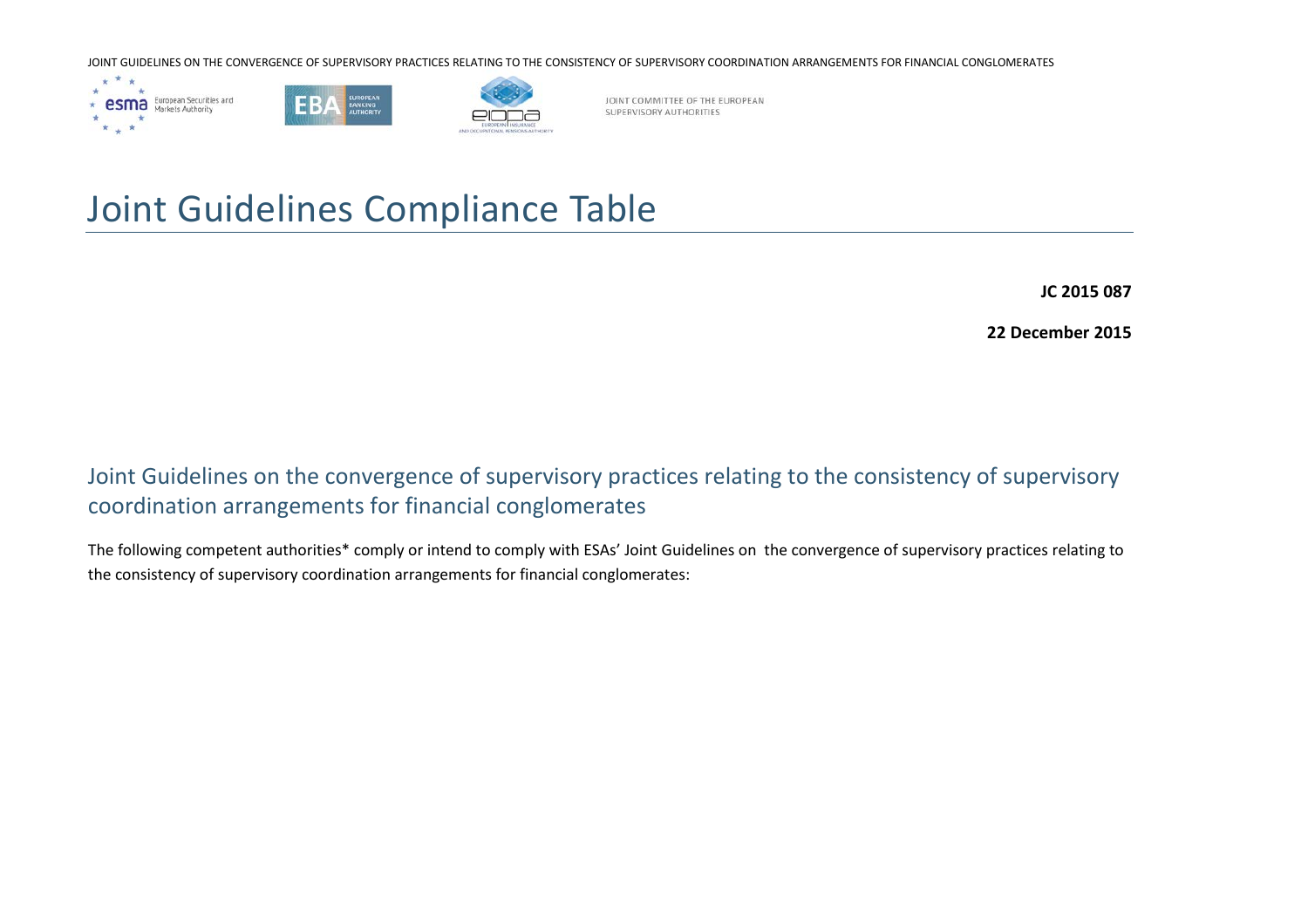JOINT COMMITTEE OF THE EUROPEAN SUPERVISORY AUTHORITIES

# Joint Guidelines Compliance Table

**JC 2015 087**

**22 December 2015**

## Joint Guidelines on the convergence of supervisory practices relating to the consistency of supervisory coordination arrangements for financial conglomerates

The following competent authorities* comply or intend to comply with ESAs' Joint Guidelines on the convergence of supervisory practices relating to the consistency of supervisory coordination arrangements for financial conglomerates: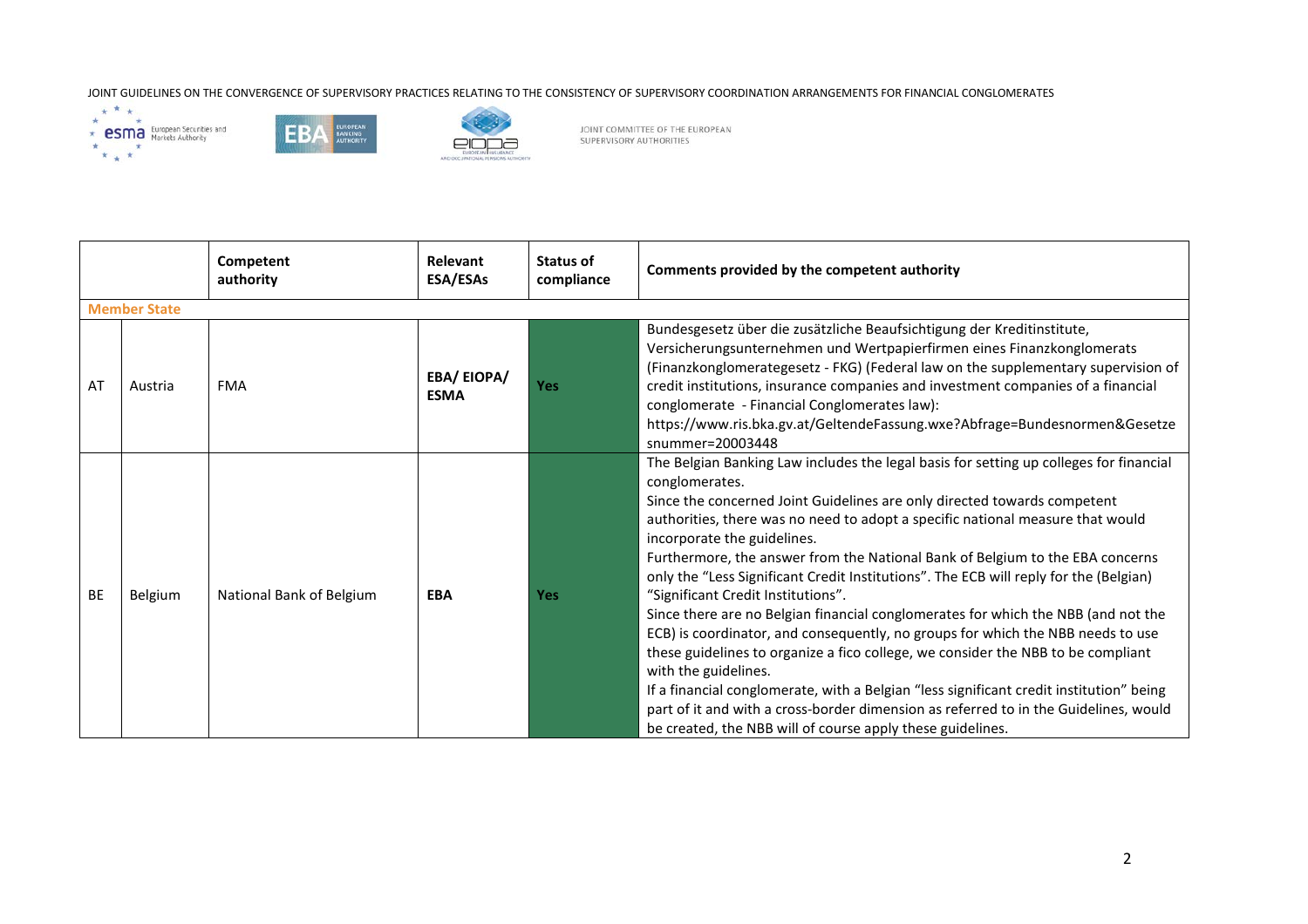| | | Competent authority | Relevant ESA/ESAs | Status of compliance | Comments provided by the competent authority |
|---|---|---|---|---|---|
| **Member State** | | | | | |
| AT | Austria | FMA | **EBA/ EIOPA/ ESMA** | **Yes** | Bundesgesetz über die zusätzliche Beaufsichtigung der Kreditinstitute, Versicherungsunternehmen und Wertpapierfirmen eines Finanzkonglomerats (Finanzkonglomerategesetz - FKG) (Federal law on the supplementary supervision of credit institutions, insurance companies and investment companies of a financial conglomerate - Financial Conglomerates law): https://www.ris.bka.gv.at/GeltendeFassung.wxe?Abfrage=Bundesnormen&Gesetzesnummer=20003448 |
| BE | Belgium | National Bank of Belgium | **EBA** | **Yes** | The Belgian Banking Law includes the legal basis for setting up colleges for financial conglomerates.<br>Since the concerned Joint Guidelines are only directed towards competent authorities, there was no need to adopt a specific national measure that would incorporate the guidelines.<br>Furthermore, the answer from the National Bank of Belgium to the EBA concerns only the "Less Significant Credit Institutions". The ECB will reply for the (Belgian) "Significant Credit Institutions".<br>Since there are no Belgian financial conglomerates for which the NBB (and not the ECB) is coordinator, and consequently, no groups for which the NBB needs to use these guidelines to organize a fico college, we consider the NBB to be compliant with the guidelines.<br>If a financial conglomerate, with a Belgian "less significant credit institution" being part of it and with a cross-border dimension as referred to in the Guidelines, would be created, the NBB will of course apply these guidelines. |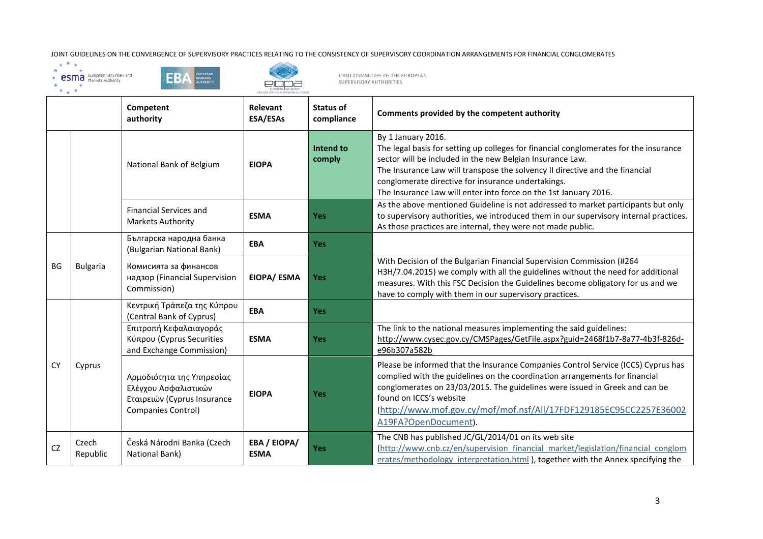| | | Competent authority | Relevant ESA/ESAs | Status of compliance | Comments provided by the competent authority |
|---|---|---|---|---|---|
| | | National Bank of Belgium | **EIOPA** | **Intend to comply** | By 1 January 2016. The legal basis for setting up colleges for financial conglomerates for the insurance sector will be included in the new Belgian Insurance Law. The Insurance Law will transpose the solvency II directive and the financial conglomerate directive for insurance undertakings. The Insurance Law will enter into force on the 1st January 2016. |
| | | Financial Services and Markets Authority | **ESMA** | **Yes** | As the above mentioned Guideline is not addressed to market participants but only to supervisory authorities, we introduced them in our supervisory internal practices. As those practices are internal, they were not made public. |
| BG | Bulgaria | Българска народна банка (Bulgarian National Bank) | **EBA** | **Yes** | |
| | | Комисията за финансов надзор (Financial Supervision Commission) | **EIOPA/ ESMA** | **Yes** | With Decision of the Bulgarian Financial Supervision Commission (#264 НЗН/7.04.2015) we comply with all the guidelines without the need for additional measures. With this FSC Decision the Guidelines become obligatory for us and we have to comply with them in our supervisory practices. |
| CY | Cyprus | Κεντρική Τράπεζα της Κύπρου (Central Bank of Cyprus) | **EBA** | **Yes** | |
| | | Επιτροπή Κεφαλαιαγοράς Κύπρου (Cyprus Securities and Exchange Commission) | **ESMA** | **Yes** | The link to the national measures implementing the said guidelines: http://www.cysec.gov.cy/CMSPages/GetFile.aspx?guid=2468f1b7-8a77-4b3f-826d-e96b307a582b |
| | | Αρμοδιότητα της Υπηρεσίας Ελέγχου Ασφαλιστικών Εταιρειών (Cyprus Insurance Companies Control) | **EIOPA** | **Yes** | Please be informed that the Insurance Companies Control Service (ICCS) Cyprus has complied with the guidelines on the coordination arrangements for financial conglomerates on 23/03/2015. The guidelines were issued in Greek and can be found on ICCS's website (http://www.mof.gov.cy/mof/mof.nsf/All/17FDF129185EC95CC2257E36002A19FA?OpenDocument). |
| CZ | Czech Republic | Česká Národni Banka (Czech National Bank) | **EBA / EIOPA/ ESMA** | **Yes** | The CNB has published JC/GL/2014/01 on its web site (http://www.cnb.cz/en/supervision_financial_market/legislation/financial_conglomerates/methodology_interpretation.html ), together with the Annex specifying the |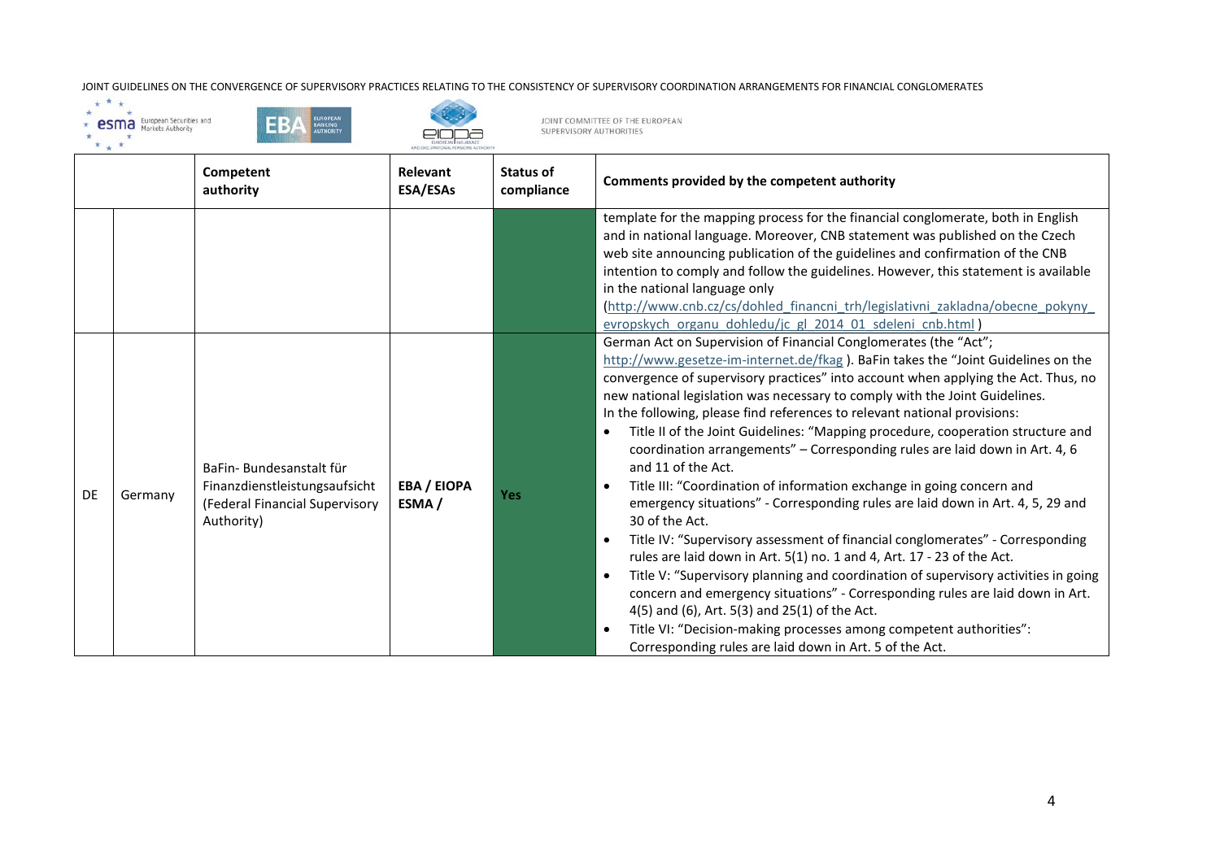| | | Competent authority | Relevant ESA/ESAs | Status of compliance | Comments provided by the competent authority |
|---|---|---|---|---|---|
| | | | | | template for the mapping process for the financial conglomerate, both in English and in national language. Moreover, CNB statement was published on the Czech web site announcing publication of the guidelines and confirmation of the CNB intention to comply and follow the guidelines. However, this statement is available in the national language only (http://www.cnb.cz/cs/dohled_financni_trh/legislativni_zakladna/obecne_pokyny_evropskych_organu_dohledu/jc_gl_2014_01_sdeleni_cnb.html ) |
| DE | Germany | BaFin- Bundesanstalt für Finanzdienstleistungsaufsicht (Federal Financial Supervisory Authority) | **EBA / EIOPA ESMA /** | **Yes** | German Act on Supervision of Financial Conglomerates (the "Act"; http://www.gesetze-im-internet.de/fkag ). BaFin takes the "Joint Guidelines on the convergence of supervisory practices" into account when applying the Act. Thus, no new national legislation was necessary to comply with the Joint Guidelines.<br>In the following, please find references to relevant national provisions:<br>• Title II of the Joint Guidelines: "Mapping procedure, cooperation structure and coordination arrangements" – Corresponding rules are laid down in Art. 4, 6 and 11 of the Act.<br>• Title III: "Coordination of information exchange in going concern and emergency situations" - Corresponding rules are laid down in Art. 4, 5, 29 and 30 of the Act.<br>• Title IV: "Supervisory assessment of financial conglomerates" - Corresponding rules are laid down in Art. 5(1) no. 1 and 4, Art. 17 - 23 of the Act.<br>• Title V: "Supervisory planning and coordination of supervisory activities in going concern and emergency situations" - Corresponding rules are laid down in Art. 4(5) and (6), Art. 5(3) and 25(1) of the Act.<br>• Title VI: "Decision-making processes among competent authorities": Corresponding rules are laid down in Art. 5 of the Act. |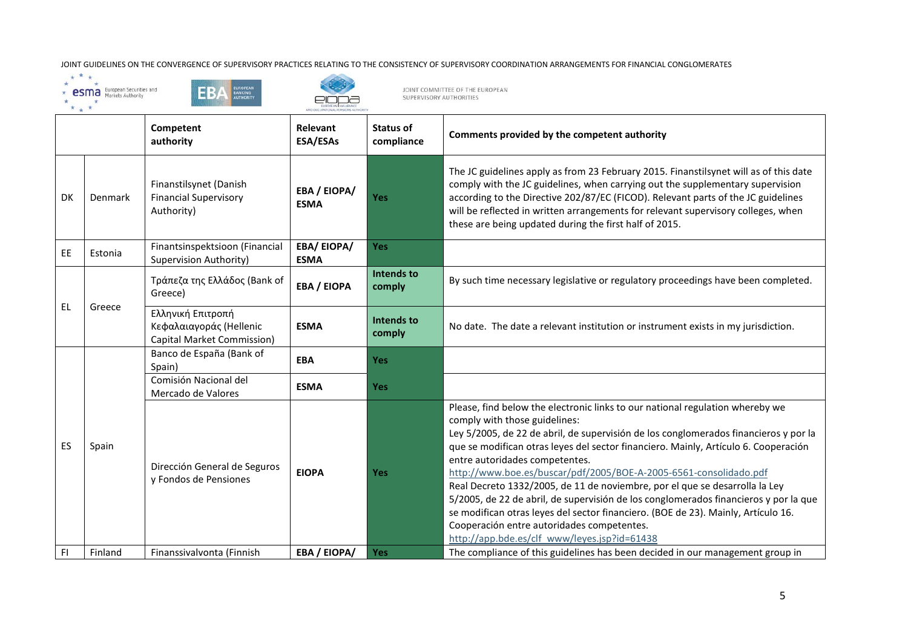| | | Competent authority | Relevant ESA/ESAs | Status of compliance | Comments provided by the competent authority |
|---|---|---|---|---|---|
| DK | Denmark | Finanstilsynet (Danish Financial Supervisory Authority) | EBA / EIOPA/ ESMA | Yes | The JC guidelines apply as from 23 February 2015. Finanstilsynet will as of this date comply with the JC guidelines, when carrying out the supplementary supervision according to the Directive 202/87/EC (FICOD). Relevant parts of the JC guidelines will be reflected in written arrangements for relevant supervisory colleges, when these are being updated during the first half of 2015. |
| EE | Estonia | Finantsinspektsioon (Financial Supervision Authority) | EBA/ EIOPA/ ESMA | Yes | |
| EL | Greece | Τράπεζα της Ελλάδος (Bank of Greece) | EBA / EIOPA | Intends to comply | By such time necessary legislative or regulatory proceedings have been completed. |
| | | Ελληνική Επιτροπή Κεφαλαιαγοράς (Hellenic Capital Market Commission) | ESMA | Intends to comply | No date. The date a relevant institution or instrument exists in my jurisdiction. |
| ES | Spain | Banco de España (Bank of Spain) | EBA | Yes | |
| | | Comisión Nacional del Mercado de Valores | ESMA | Yes | |
| | | Dirección General de Seguros y Fondos de Pensiones | EIOPA | Yes | Please, find below the electronic links to our national regulation whereby we comply with those guidelines: Ley 5/2005, de 22 de abril, de supervisión de los conglomerados financieros y por la que se modifican otras leyes del sector financiero. Mainly, Artículo 6. Cooperación entre autoridades competentes. http://www.boe.es/buscar/pdf/2005/BOE-A-2005-6561-consolidado.pdf Real Decreto 1332/2005, de 11 de noviembre, por el que se desarrolla la Ley 5/2005, de 22 de abril, de supervisión de los conglomerados financieros y por la que se modifican otras leyes del sector financiero. (BOE de 23). Mainly, Artículo 16. Cooperación entre autoridades competentes. http://app.bde.es/clf_www/leyes.jsp?id=61438 |
| FI | Finland | Finanssivalvonta (Finnish | EBA / EIOPA/ | Yes | The compliance of this guidelines has been decided in our management group in |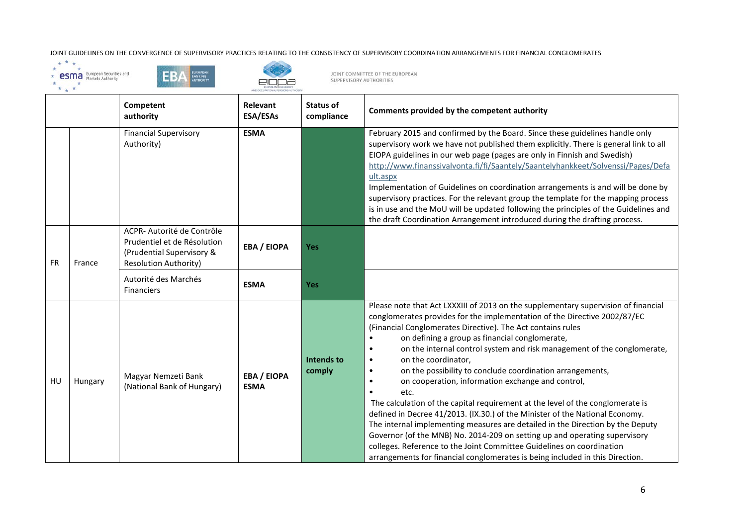| | | Competent authority | Relevant ESA/ESAs | Status of compliance | Comments provided by the competent authority |
|---|---|---|---|---|---|
| | | Financial Supervisory Authority) | **ESMA** | | February 2015 and confirmed by the Board. Since these guidelines handle only supervisory work we have not published them explicitly. There is general link to all EIOPA guidelines in our web page (pages are only in Finnish and Swedish) http://www.finanssivalvonta.fi/fi/Saantely/Saantelyhankkeet/Solvenssi/Pages/Default.aspx<br>Implementation of Guidelines on coordination arrangements is and will be done by supervisory practices. For the relevant group the template for the mapping process is in use and the MoU will be updated following the principles of the Guidelines and the draft Coordination Arrangement introduced during the drafting process. |
| FR | France | ACPR- Autorité de Contrôle Prudentiel et de Résolution (Prudential Supervisory & Resolution Authority) | **EBA / EIOPA** | **Yes** | |
| | | Autorité des Marchés Financiers | **ESMA** | **Yes** | |
| HU | Hungary | Magyar Nemzeti Bank (National Bank of Hungary) | **EBA / EIOPA ESMA** | **Intends to comply** | Please note that Act LXXXIII of 2013 on the supplementary supervision of financial conglomerates provides for the implementation of the Directive 2002/87/EC (Financial Conglomerates Directive). The Act contains rules<br>• on defining a group as financial conglomerate,<br>• on the internal control system and risk management of the conglomerate,<br>• on the coordinator,<br>• on the possibility to conclude coordination arrangements,<br>• on cooperation, information exchange and control,<br>• etc.<br>The calculation of the capital requirement at the level of the conglomerate is defined in Decree 41/2013. (IX.30.) of the Minister of the National Economy.<br>The internal implementing measures are detailed in the Direction by the Deputy Governor (of the MNB) No. 2014-209 on setting up and operating supervisory colleges. Reference to the Joint Committee Guidelines on coordination arrangements for financial conglomerates is being included in this Direction. |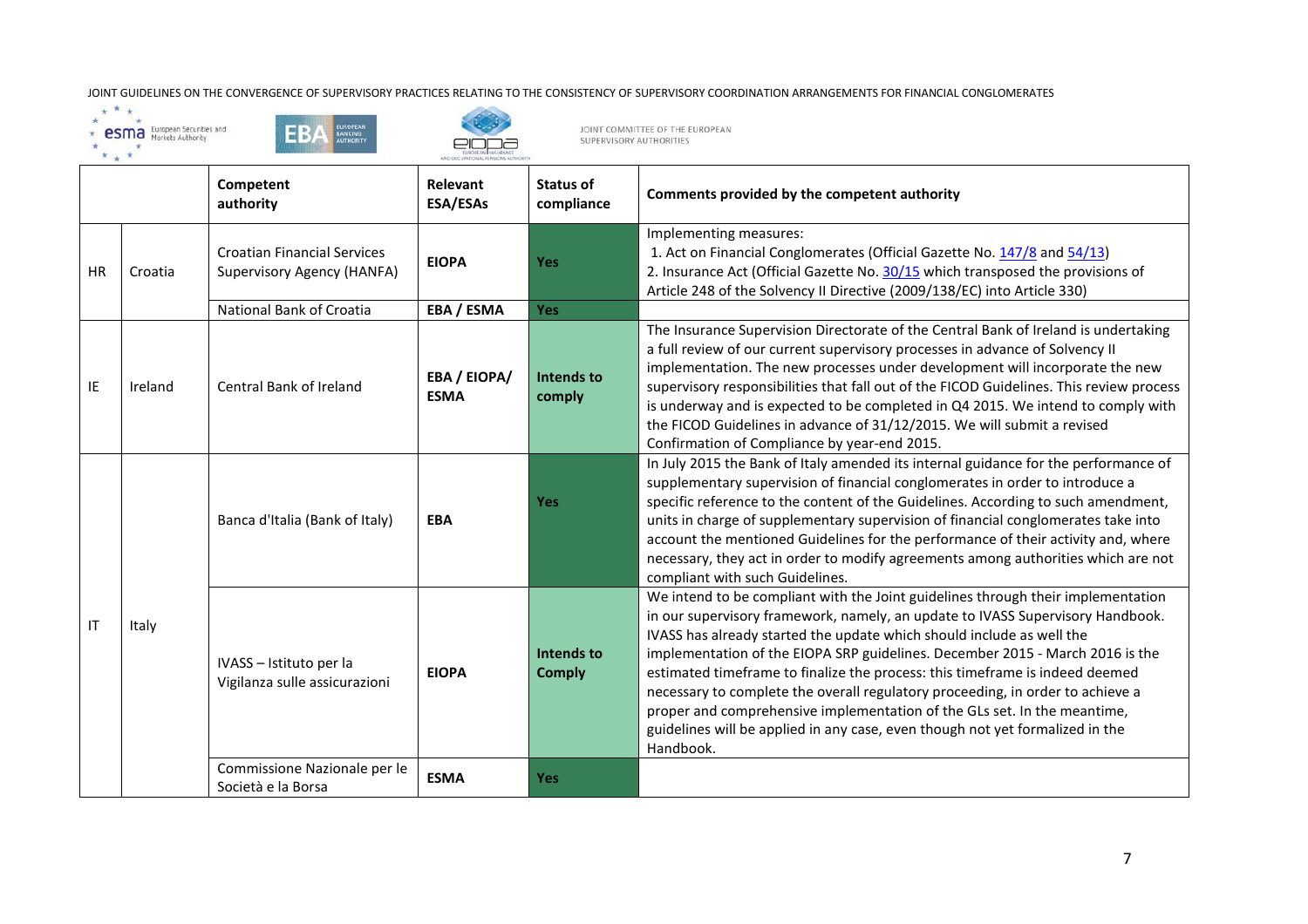| | | Competent authority | Relevant ESA/ESAs | Status of compliance | Comments provided by the competent authority |
|---|---|---|---|---|---|
| HR | Croatia | Croatian Financial Services Supervisory Agency (HANFA) | **EIOPA** | **Yes** | Implementing measures:<br>1. Act on Financial Conglomerates (Official Gazette No. 147/8 and 54/13)<br>2. Insurance Act (Official Gazette No. 30/15 which transposed the provisions of Article 248 of the Solvency II Directive (2009/138/EC) into Article 330) |
| | | National Bank of Croatia | **EBA / ESMA** | **Yes** | |
| IE | Ireland | Central Bank of Ireland | **EBA / EIOPA/ ESMA** | **Intends to comply** | The Insurance Supervision Directorate of the Central Bank of Ireland is undertaking a full review of our current supervisory processes in advance of Solvency II implementation. The new processes under development will incorporate the new supervisory responsibilities that fall out of the FICOD Guidelines. This review process is underway and is expected to be completed in Q4 2015. We intend to comply with the FICOD Guidelines in advance of 31/12/2015. We will submit a revised Confirmation of Compliance by year-end 2015. |
| IT | Italy | Banca d'Italia (Bank of Italy) | **EBA** | **Yes** | In July 2015 the Bank of Italy amended its internal guidance for the performance of supplementary supervision of financial conglomerates in order to introduce a specific reference to the content of the Guidelines. According to such amendment, units in charge of supplementary supervision of financial conglomerates take into account the mentioned Guidelines for the performance of their activity and, where necessary, they act in order to modify agreements among authorities which are not compliant with such Guidelines. |
| | | IVASS – Istituto per la Vigilanza sulle assicurazioni | **EIOPA** | **Intends to Comply** | We intend to be compliant with the Joint guidelines through their implementation in our supervisory framework, namely, an update to IVASS Supervisory Handbook. IVASS has already started the update which should include as well the implementation of the EIOPA SRP guidelines. December 2015 - March 2016 is the estimated timeframe to finalize the process: this timeframe is indeed deemed necessary to complete the overall regulatory proceeding, in order to achieve a proper and comprehensive implementation of the GLs set. In the meantime, guidelines will be applied in any case, even though not yet formalized in the Handbook. |
| | | Commissione Nazionale per le Società e la Borsa | **ESMA** | **Yes** | |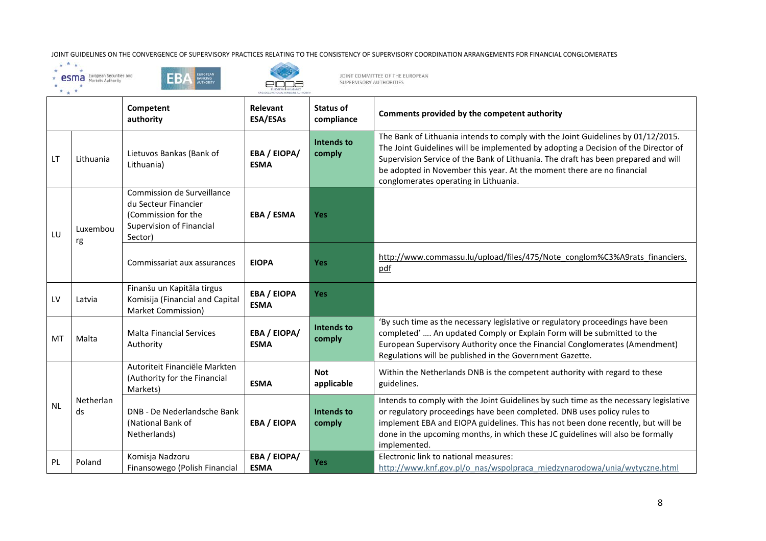| | | Competent authority | Relevant ESA/ESAs | Status of compliance | Comments provided by the competent authority |
|---|---|---|---|---|---|
| LT | Lithuania | Lietuvos Bankas (Bank of Lithuania) | **EBA / EIOPA/ ESMA** | **Intends to comply** | The Bank of Lithuania intends to comply with the Joint Guidelines by 01/12/2015. The Joint Guidelines will be implemented by adopting a Decision of the Director of Supervision Service of the Bank of Lithuania. The draft has been prepared and will be adopted in November this year. At the moment there are no financial conglomerates operating in Lithuania. |
| LU | Luxembourg | Commission de Surveillance du Secteur Financier (Commission for the Supervision of Financial Sector) | **EBA / ESMA** | **Yes** | |
| | | Commissariat aux assurances | **EIOPA** | **Yes** | http://www.commassu.lu/upload/files/475/Note_conglom%C3%A9rats_financiers.pdf |
| LV | Latvia | Finanšu un Kapitāla tirgus Komisija (Financial and Capital Market Commission) | **EBA / EIOPA ESMA** | **Yes** | |
| MT | Malta | Malta Financial Services Authority | **EBA / EIOPA/ ESMA** | **Intends to comply** | 'By such time as the necessary legislative or regulatory proceedings have been completed' …. An updated Comply or Explain Form will be submitted to the European Supervisory Authority once the Financial Conglomerates (Amendment) Regulations will be published in the Government Gazette. |
| NL | Netherlands | Autoriteit Financiële Markten (Authority for the Financial Markets) | **ESMA** | **Not applicable** | Within the Netherlands DNB is the competent authority with regard to these guidelines. |
| | | DNB - De Nederlandsche Bank (National Bank of Netherlands) | **EBA / EIOPA** | **Intends to comply** | Intends to comply with the Joint Guidelines by such time as the necessary legislative or regulatory proceedings have been completed. DNB uses policy rules to implement EBA and EIOPA guidelines. This has not been done recently, but will be done in the upcoming months, in which these JC guidelines will also be formally implemented. |
| PL | Poland | Komisja Nadzoru Finansowego (Polish Financial | **EBA / EIOPA/ ESMA** | **Yes** | Electronic link to national measures: http://www.knf.gov.pl/o_nas/wspolpraca_miedzynarodowa/unia/wytyczne.html |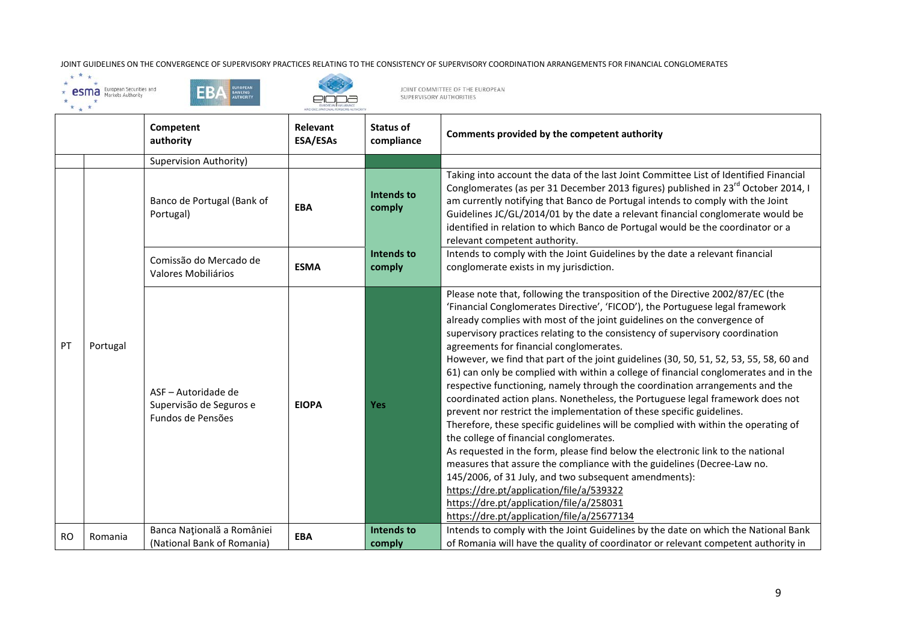| | | Competent authority | Relevant ESA/ESAs | Status of compliance | Comments provided by the competent authority |
|---|---|---|---|---|---|
| | | Supervision Authority) | | | |
| PT | Portugal | Banco de Portugal (Bank of Portugal) | **EBA** | **Intends to comply** | Taking into account the data of the last Joint Committee List of Identified Financial Conglomerates (as per 31 December 2013 figures) published in 23rd October 2014, I am currently notifying that Banco de Portugal intends to comply with the Joint Guidelines JC/GL/2014/01 by the date a relevant financial conglomerate would be identified in relation to which Banco de Portugal would be the coordinator or a relevant competent authority. |
| | | Comissão do Mercado de Valores Mobiliários | **ESMA** | **Intends to comply** | Intends to comply with the Joint Guidelines by the date a relevant financial conglomerate exists in my jurisdiction. |
| | | ASF – Autoridade de Supervisão de Seguros e Fundos de Pensões | **EIOPA** | **Yes** | Please note that, following the transposition of the Directive 2002/87/EC (the 'Financial Conglomerates Directive', 'FICOD'), the Portuguese legal framework already complies with most of the joint guidelines on the convergence of supervisory practices relating to the consistency of supervisory coordination agreements for financial conglomerates.<br>However, we find that part of the joint guidelines (30, 50, 51, 52, 53, 55, 58, 60 and 61) can only be complied with within a college of financial conglomerates and in the respective functioning, namely through the coordination arrangements and the coordinated action plans. Nonetheless, the Portuguese legal framework does not prevent nor restrict the implementation of these specific guidelines.<br>Therefore, these specific guidelines will be complied with within the operating of the college of financial conglomerates.<br>As requested in the form, please find below the electronic link to the national measures that assure the compliance with the guidelines (Decree-Law no. 145/2006, of 31 July, and two subsequent amendments):<br>https://dre.pt/application/file/a/539322<br>https://dre.pt/application/file/a/258031<br>https://dre.pt/application/file/a/25677134 |
| RO | Romania | Banca Naţională a României (National Bank of Romania) | **EBA** | **Intends to comply** | Intends to comply with the Joint Guidelines by the date on which the National Bank of Romania will have the quality of coordinator or relevant competent authority in |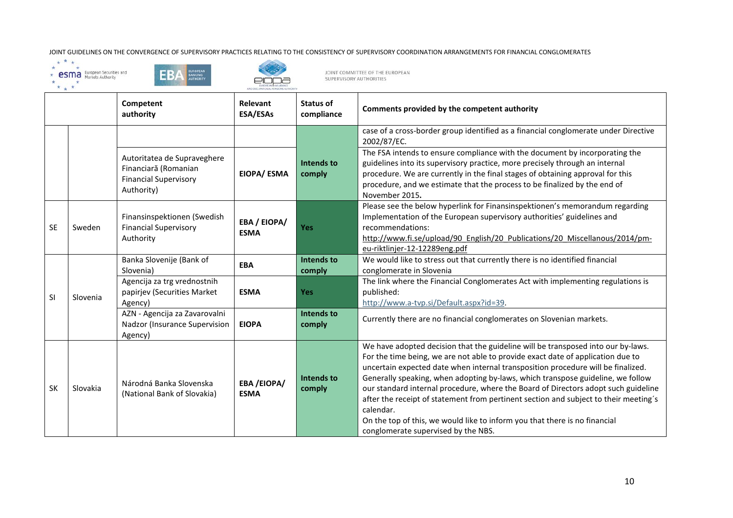| | | Competent authority | Relevant ESA/ESAs | Status of compliance | Comments provided by the competent authority |
|---|---|---|---|---|---|
| | | | | | case of a cross-border group identified as a financial conglomerate under Directive 2002/87/EC. |
| | | Autoritatea de Supraveghere Financiară (Romanian Financial Supervisory Authority) | EIOPA/ ESMA | Intends to comply | The FSA intends to ensure compliance with the document by incorporating the guidelines into its supervisory practice, more precisely through an internal procedure. We are currently in the final stages of obtaining approval for this procedure, and we estimate that the process to be finalized by the end of November 2015**.** |
| SE | Sweden | Finansinspektionen (Swedish Financial Supervisory Authority | EBA / EIOPA/ ESMA | Yes | Please see the below hyperlink for Finansinspektionen's memorandum regarding Implementation of the European supervisory authorities' guidelines and recommendations: http://www.fi.se/upload/90_English/20_Publications/20_Miscellanous/2014/pm-eu-riktlinjer-12-12289eng.pdf |
| SI | Slovenia | Banka Slovenije (Bank of Slovenia) | EBA | Intends to comply | We would like to stress out that currently there is no identified financial conglomerate in Slovenia |
| | | Agencija za trg vrednostnih papirjev (Securities Market Agency) | ESMA | Yes | The link where the Financial Conglomerates Act with implementing regulations is published: http://www.a-tvp.si/Default.aspx?id=39. |
| | | AZN - Agencija za Zavarovalni Nadzor (Insurance Supervision Agency) | EIOPA | Intends to comply | Currently there are no financial conglomerates on Slovenian markets. |
| SK | Slovakia | Národná Banka Slovenska (National Bank of Slovakia) | EBA /EIOPA/ ESMA | Intends to comply | We have adopted decision that the guideline will be transposed into our by-laws. For the time being, we are not able to provide exact date of application due to uncertain expected date when internal transposition procedure will be finalized. Generally speaking, when adopting by-laws, which transpose guideline, we follow our standard internal procedure, where the Board of Directors adopt such guideline after the receipt of statement from pertinent section and subject to their meeting´s calendar. On the top of this, we would like to inform you that there is no financial conglomerate supervised by the NBS. |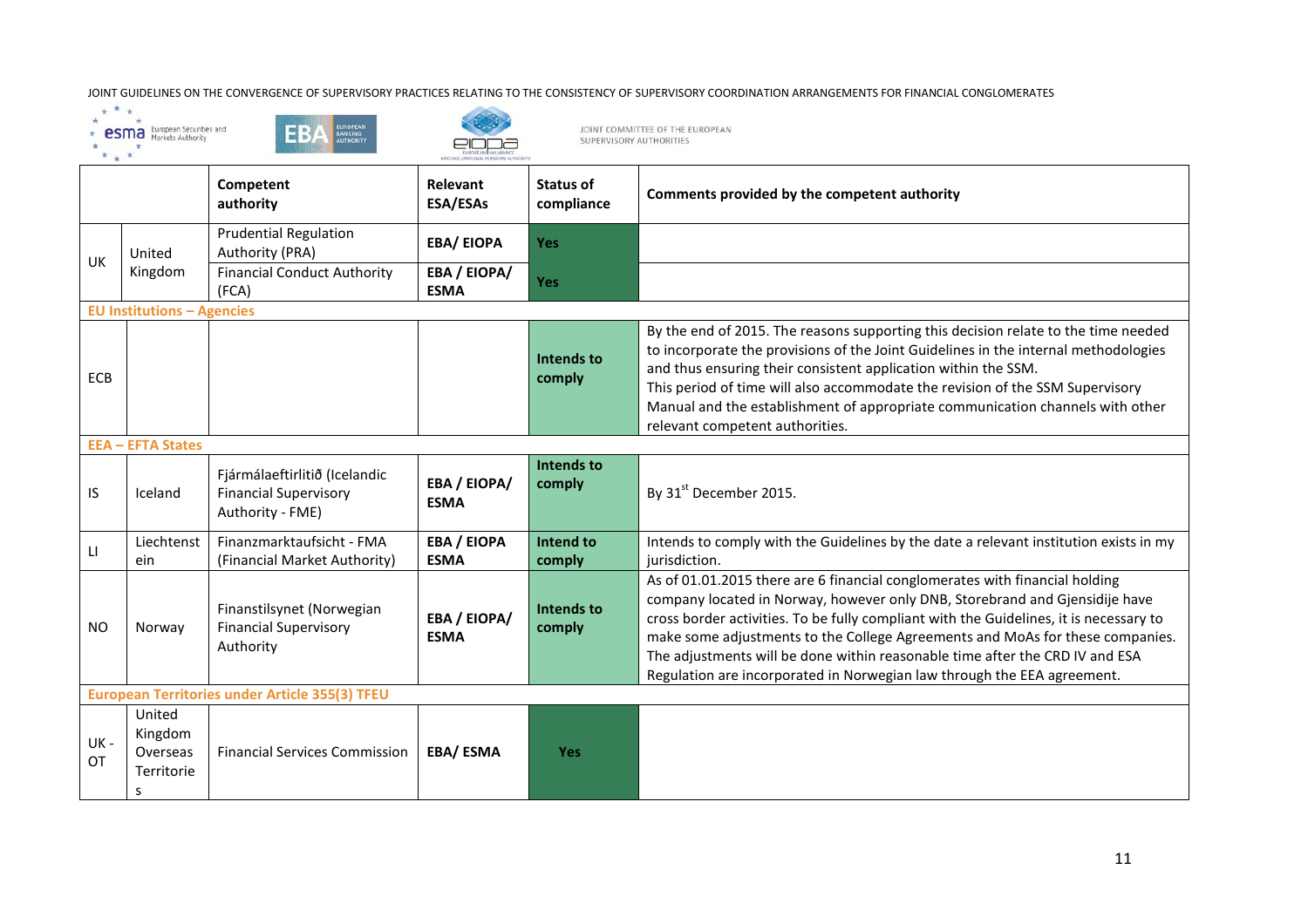|  |  | Competent authority | Relevant ESA/ESAs | Status of compliance | Comments provided by the competent authority |
|---|---|---|---|---|---|
| UK | United Kingdom | Prudential Regulation Authority (PRA) | EBA/ EIOPA | Yes |  |
|  |  | Financial Conduct Authority (FCA) | EBA / EIOPA/ ESMA | Yes |  |
| **EU Institutions – Agencies** |  |  |  |  |  |
| ECB |  |  |  | Intends to comply | By the end of 2015. The reasons supporting this decision relate to the time needed to incorporate the provisions of the Joint Guidelines in the internal methodologies and thus ensuring their consistent application within the SSM. This period of time will also accommodate the revision of the SSM Supervisory Manual and the establishment of appropriate communication channels with other relevant competent authorities. |
| **EEA – EFTA States** |  |  |  |  |  |
| IS | Iceland | Fjármálaeftirlitið (Icelandic Financial Supervisory Authority - FME) | EBA / EIOPA/ ESMA | Intends to comply | By 31st December 2015. |
| LI | Liechtenstein | Finanzmarktaufsicht - FMA (Financial Market Authority) | EBA / EIOPA ESMA | Intend to comply | Intends to comply with the Guidelines by the date a relevant institution exists in my jurisdiction. |
| NO | Norway | Finanstilsynet (Norwegian Financial Supervisory Authority | EBA / EIOPA/ ESMA | Intends to comply | As of 01.01.2015 there are 6 financial conglomerates with financial holding company located in Norway, however only DNB, Storebrand and Gjensidije have cross border activities. To be fully compliant with the Guidelines, it is necessary to make some adjustments to the College Agreements and MoAs for these companies. The adjustments will be done within reasonable time after the CRD IV and ESA Regulation are incorporated in Norwegian law through the EEA agreement. |
| **European Territories under Article 355(3) TFEU** |  |  |  |  |  |
| UK - OT | United Kingdom Overseas Territories | Financial Services Commission | EBA/ ESMA | Yes |  |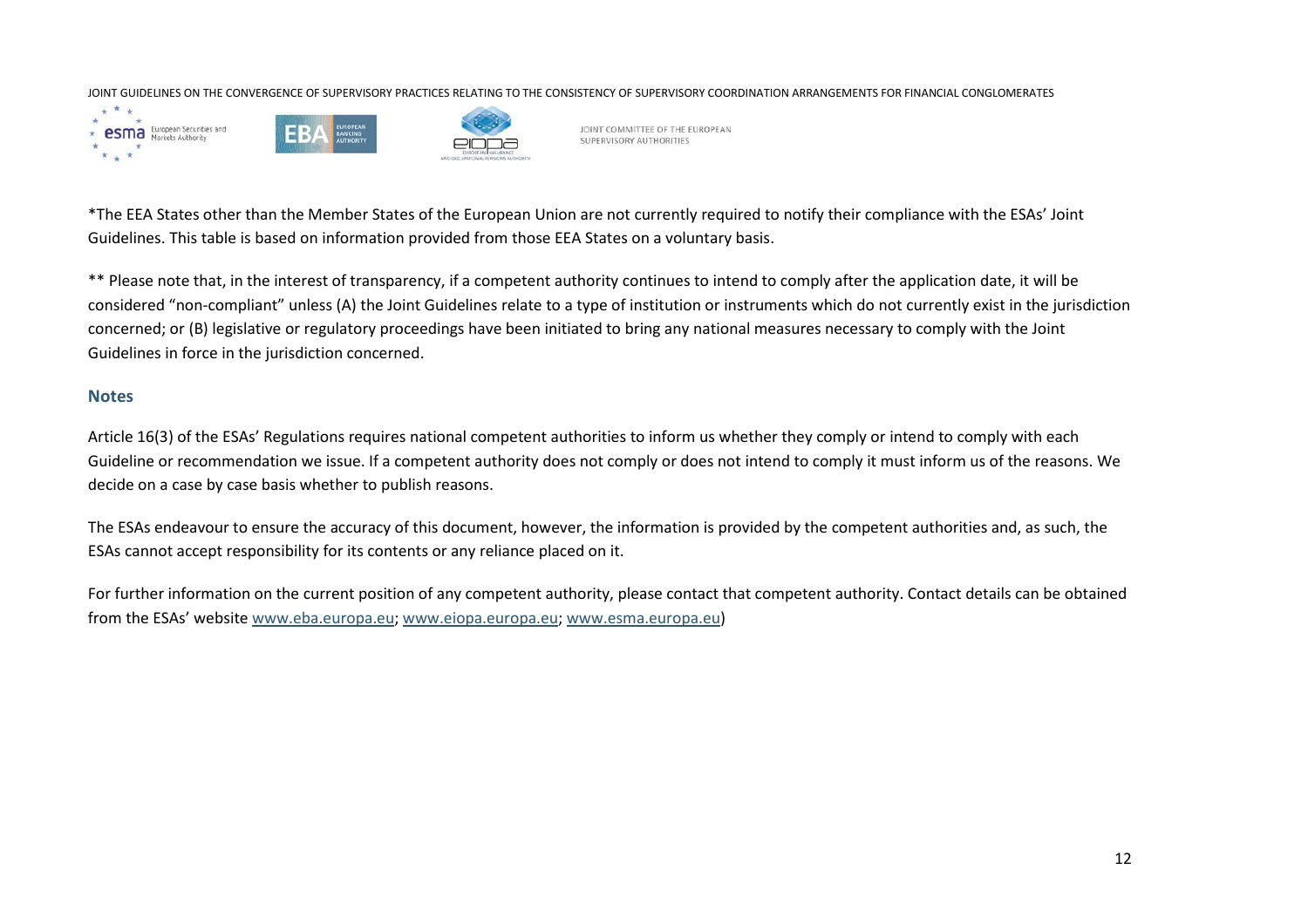*The EEA States other than the Member States of the European Union are not currently required to notify their compliance with the ESAs' Joint Guidelines. This table is based on information provided from those EEA States on a voluntary basis.

** Please note that, in the interest of transparency, if a competent authority continues to intend to comply after the application date, it will be considered "non-compliant" unless (A) the Joint Guidelines relate to a type of institution or instruments which do not currently exist in the jurisdiction concerned; or (B) legislative or regulatory proceedings have been initiated to bring any national measures necessary to comply with the Joint Guidelines in force in the jurisdiction concerned.

## Notes

Article 16(3) of the ESAs' Regulations requires national competent authorities to inform us whether they comply or intend to comply with each Guideline or recommendation we issue. If a competent authority does not comply or does not intend to comply it must inform us of the reasons. We decide on a case by case basis whether to publish reasons.

The ESAs endeavour to ensure the accuracy of this document, however, the information is provided by the competent authorities and, as such, the ESAs cannot accept responsibility for its contents or any reliance placed on it.

For further information on the current position of any competent authority, please contact that competent authority. Contact details can be obtained from the ESAs' website www.eba.europa.eu; www.eiopa.europa.eu; www.esma.europa.eu)